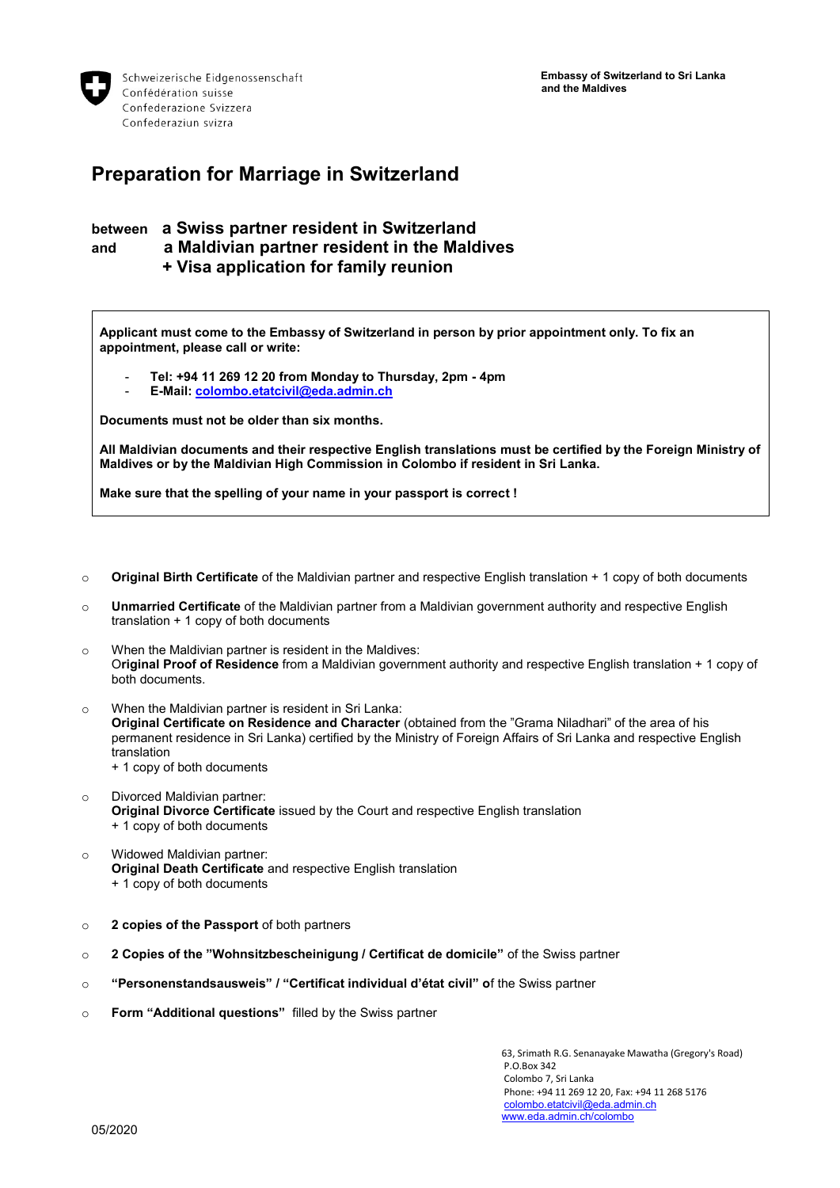Schweizerische Eidgenossenschaft
Confédération suisse
Confederazione Svizzera
Confederaziun svizra

**Embassy of Switzerland to Sri Lanka and the Maldives**

# Preparation for Marriage in Switzerland

**between a Swiss partner resident in Switzerland**
**and a Maldivian partner resident in the Maldives**
**+ Visa application for family reunion**

> **Applicant must come to the Embassy of Switzerland in person by prior appointment only. To fix an appointment, please call or write:**
>
> - **Tel: +94 11 269 12 20 from Monday to Thursday, 2pm - 4pm**
> - **E-Mail: colombo.etatcivil@eda.admin.ch**
>
> **Documents must not be older than six months.**
>
> **All Maldivian documents and their respective English translations must be certified by the Foreign Ministry of Maldives or by the Maldivian High Commission in Colombo if resident in Sri Lanka.**
>
> **Make sure that the spelling of your name in your passport is correct !**

- **Original Birth Certificate** of the Maldivian partner and respective English translation + 1 copy of both documents
- **Unmarried Certificate** of the Maldivian partner from a Maldivian government authority and respective English translation + 1 copy of both documents
- When the Maldivian partner is resident in the Maldives:
  O**riginal Proof of Residence** from a Maldivian government authority and respective English translation + 1 copy of both documents.
- When the Maldivian partner is resident in Sri Lanka:
  **Original Certificate on Residence and Character** (obtained from the "Grama Niladhari" of the area of his permanent residence in Sri Lanka) certified by the Ministry of Foreign Affairs of Sri Lanka and respective English translation
  + 1 copy of both documents
- Divorced Maldivian partner:
  **Original Divorce Certificate** issued by the Court and respective English translation
  + 1 copy of both documents
- Widowed Maldivian partner:
  **Original Death Certificate** and respective English translation
  + 1 copy of both documents
- **2 copies of the Passport** of both partners
- **2 Copies of the "Wohnsitzbescheinigung / Certificat de domicile"** of the Swiss partner
- **"Personenstandsausweis" / "Certificat individual d'état civil" o**f the Swiss partner
- **Form "Additional questions"** filled by the Swiss partner

63, Srimath R.G. Senanayake Mawatha (Gregory's Road)
P.O.Box 342
Colombo 7, Sri Lanka
Phone: +94 11 269 12 20, Fax: +94 11 268 5176
colombo.etatcivil@eda.admin.ch
www.eda.admin.ch/colombo

05/2020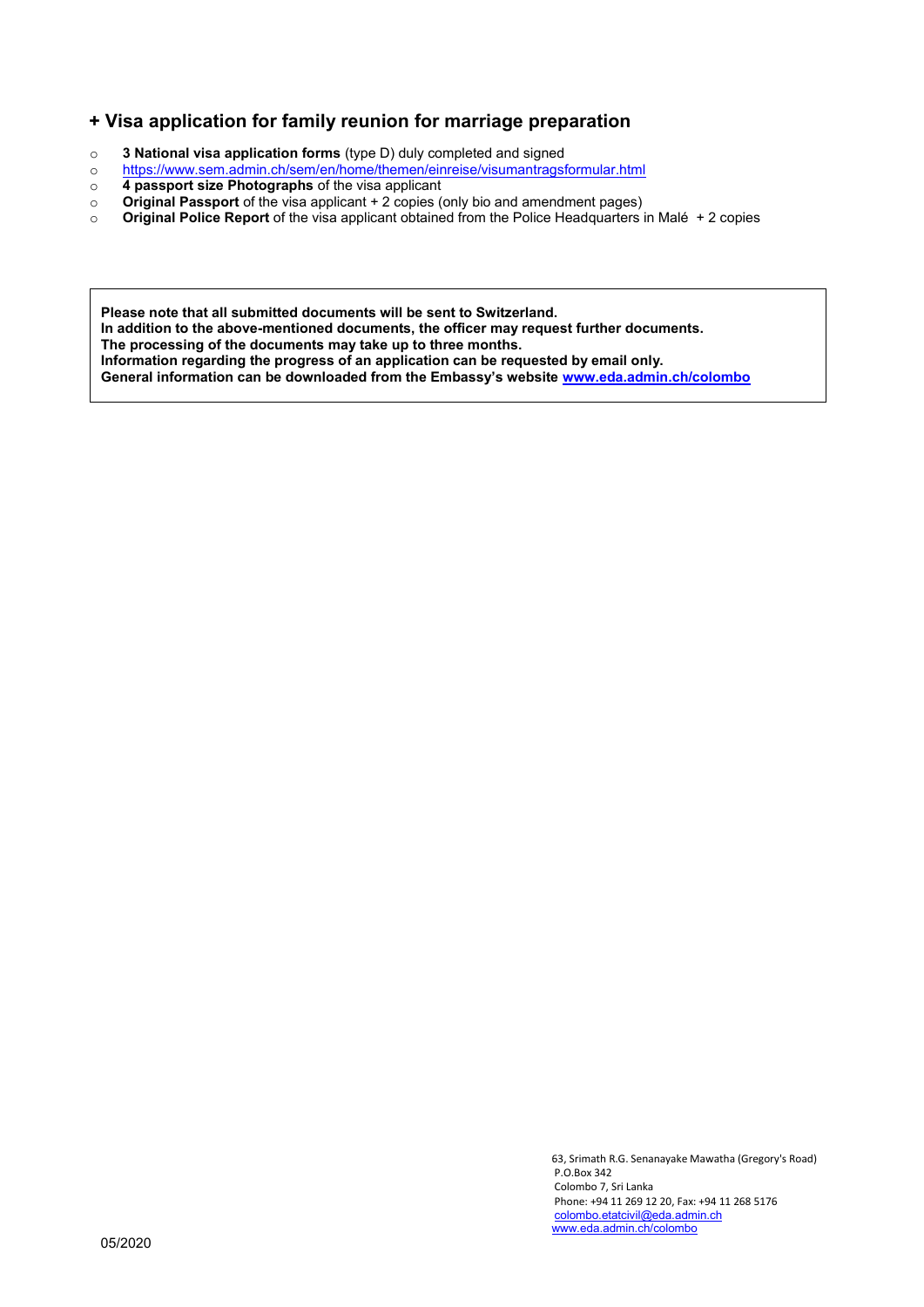## + Visa application for family reunion for marriage preparation

- **3 National visa application forms** (type D) duly completed and signed
- https://www.sem.admin.ch/sem/en/home/themen/einreise/visumantragsformular.html
- **4 passport size Photographs** of the visa applicant
- **Original Passport** of the visa applicant + 2 copies (only bio and amendment pages)
- **Original Police Report** of the visa applicant obtained from the Police Headquarters in Malé + 2 copies

**Please note that all submitted documents will be sent to Switzerland.**
**In addition to the above-mentioned documents, the officer may request further documents.**
**The processing of the documents may take up to three months.**
**Information regarding the progress of an application can be requested by email only.**
**General information can be downloaded from the Embassy's website www.eda.admin.ch/colombo**

63, Srimath R.G. Senanayake Mawatha (Gregory's Road)
P.O.Box 342
Colombo 7, Sri Lanka
Phone: +94 11 269 12 20, Fax: +94 11 268 5176
colombo.etatcivil@eda.admin.ch
www.eda.admin.ch/colombo

05/2020